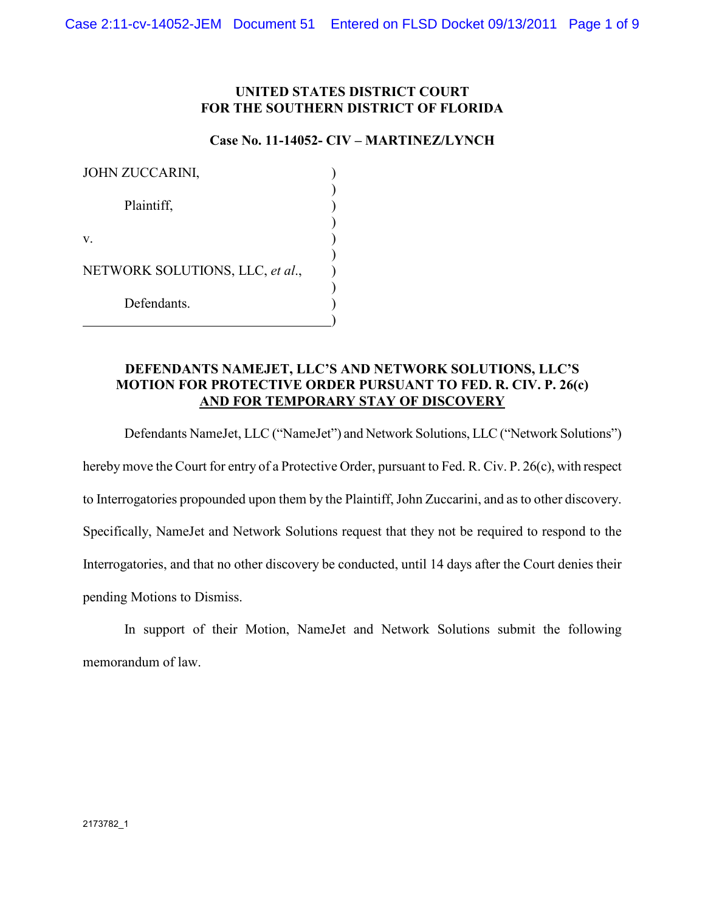**UNITED STATES DISTRICT COURT**
**FOR THE SOUTHERN DISTRICT OF FLORIDA**

**Case No. 11-14052- CIV – MARTINEZ/LYNCH**

JOHN ZUCCARINI,

Plaintiff,

v.

NETWORK SOLUTIONS, LLC, *et al*.,

Defendants.

**DEFENDANTS NAMEJET, LLC'S AND NETWORK SOLUTIONS, LLC'S MOTION FOR PROTECTIVE ORDER PURSUANT TO FED. R. CIV. P. 26(c) AND FOR TEMPORARY STAY OF DISCOVERY**

Defendants NameJet, LLC ("NameJet") and Network Solutions, LLC ("Network Solutions") hereby move the Court for entry of a Protective Order, pursuant to Fed. R. Civ. P. 26(c), with respect to Interrogatories propounded upon them by the Plaintiff, John Zuccarini, and as to other discovery. Specifically, NameJet and Network Solutions request that they not be required to respond to the Interrogatories, and that no other discovery be conducted, until 14 days after the Court denies their pending Motions to Dismiss.

In support of their Motion, NameJet and Network Solutions submit the following memorandum of law.

2173782_1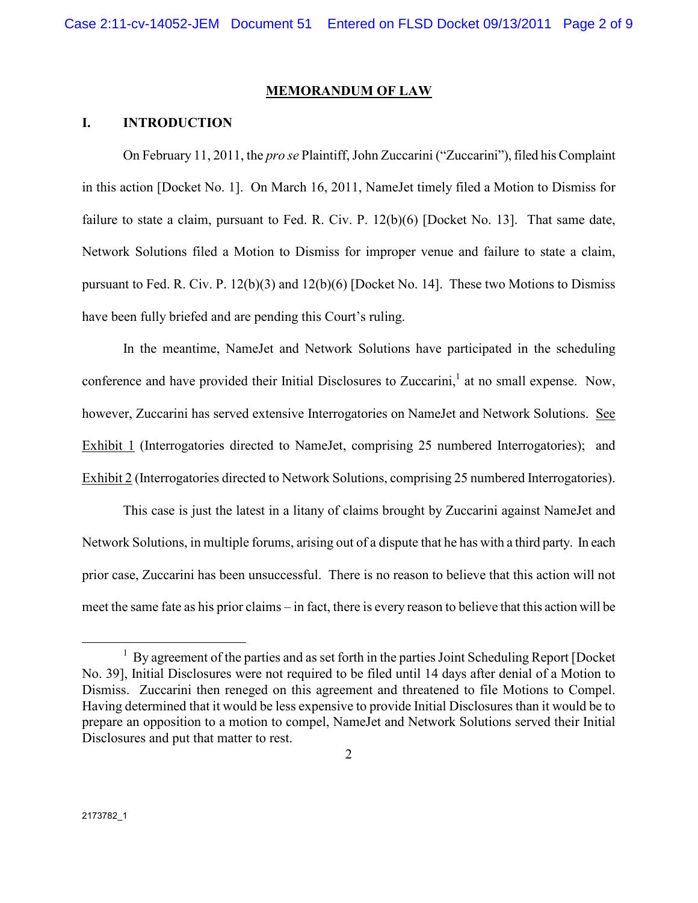## MEMORANDUM OF LAW

### I. INTRODUCTION

On February 11, 2011, the *pro se* Plaintiff, John Zuccarini ("Zuccarini"), filed his Complaint in this action [Docket No. 1]. On March 16, 2011, NameJet timely filed a Motion to Dismiss for failure to state a claim, pursuant to Fed. R. Civ. P. 12(b)(6) [Docket No. 13]. That same date, Network Solutions filed a Motion to Dismiss for improper venue and failure to state a claim, pursuant to Fed. R. Civ. P. 12(b)(3) and 12(b)(6) [Docket No. 14]. These two Motions to Dismiss have been fully briefed and are pending this Court's ruling.

In the meantime, NameJet and Network Solutions have participated in the scheduling conference and have provided their Initial Disclosures to Zuccarini,[1] at no small expense. Now, however, Zuccarini has served extensive Interrogatories on NameJet and Network Solutions. See Exhibit 1 (Interrogatories directed to NameJet, comprising 25 numbered Interrogatories); and Exhibit 2 (Interrogatories directed to Network Solutions, comprising 25 numbered Interrogatories).

This case is just the latest in a litany of claims brought by Zuccarini against NameJet and Network Solutions, in multiple forums, arising out of a dispute that he has with a third party. In each prior case, Zuccarini has been unsuccessful. There is no reason to believe that this action will not meet the same fate as his prior claims – in fact, there is every reason to believe that this action will be

---

[1] By agreement of the parties and as set forth in the parties Joint Scheduling Report [Docket No. 39], Initial Disclosures were not required to be filed until 14 days after denial of a Motion to Dismiss. Zuccarini then reneged on this agreement and threatened to file Motions to Compel. Having determined that it would be less expensive to provide Initial Disclosures than it would be to prepare an opposition to a motion to compel, NameJet and Network Solutions served their Initial Disclosures and put that matter to rest.

2173782_1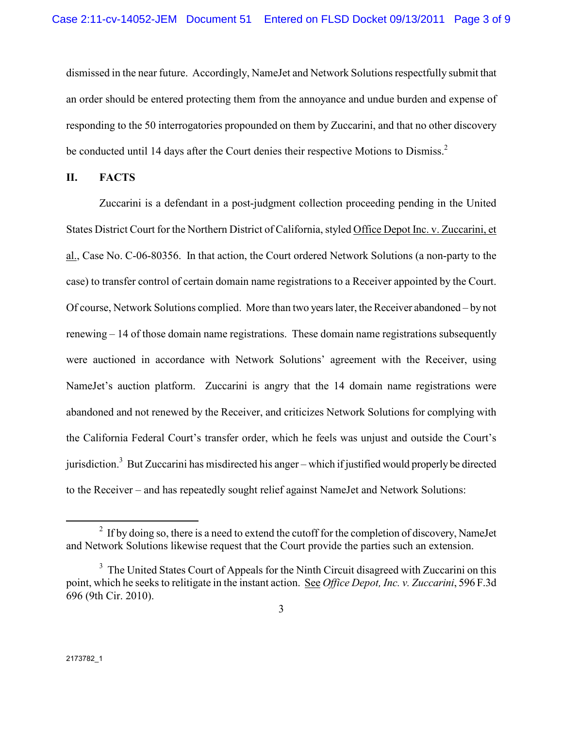dismissed in the near future. Accordingly, NameJet and Network Solutions respectfully submit that an order should be entered protecting them from the annoyance and undue burden and expense of responding to the 50 interrogatories propounded on them by Zuccarini, and that no other discovery be conducted until 14 days after the Court denies their respective Motions to Dismiss.[2]

## II. FACTS

Zuccarini is a defendant in a post-judgment collection proceeding pending in the United States District Court for the Northern District of California, styled Office Depot Inc. v. Zuccarini, et al., Case No. C-06-80356. In that action, the Court ordered Network Solutions (a non-party to the case) to transfer control of certain domain name registrations to a Receiver appointed by the Court. Of course, Network Solutions complied. More than two years later, the Receiver abandoned – by not renewing – 14 of those domain name registrations. These domain name registrations subsequently were auctioned in accordance with Network Solutions' agreement with the Receiver, using NameJet's auction platform. Zuccarini is angry that the 14 domain name registrations were abandoned and not renewed by the Receiver, and criticizes Network Solutions for complying with the California Federal Court's transfer order, which he feels was unjust and outside the Court's jurisdiction.[3] But Zuccarini has misdirected his anger – which if justified would properly be directed to the Receiver – and has repeatedly sought relief against NameJet and Network Solutions:

---

[2] If by doing so, there is a need to extend the cutoff for the completion of discovery, NameJet and Network Solutions likewise request that the Court provide the parties such an extension.

[3] The United States Court of Appeals for the Ninth Circuit disagreed with Zuccarini on this point, which he seeks to relitigate in the instant action. See *Office Depot, Inc. v. Zuccarini*, 596 F.3d 696 (9th Cir. 2010).

2173782_1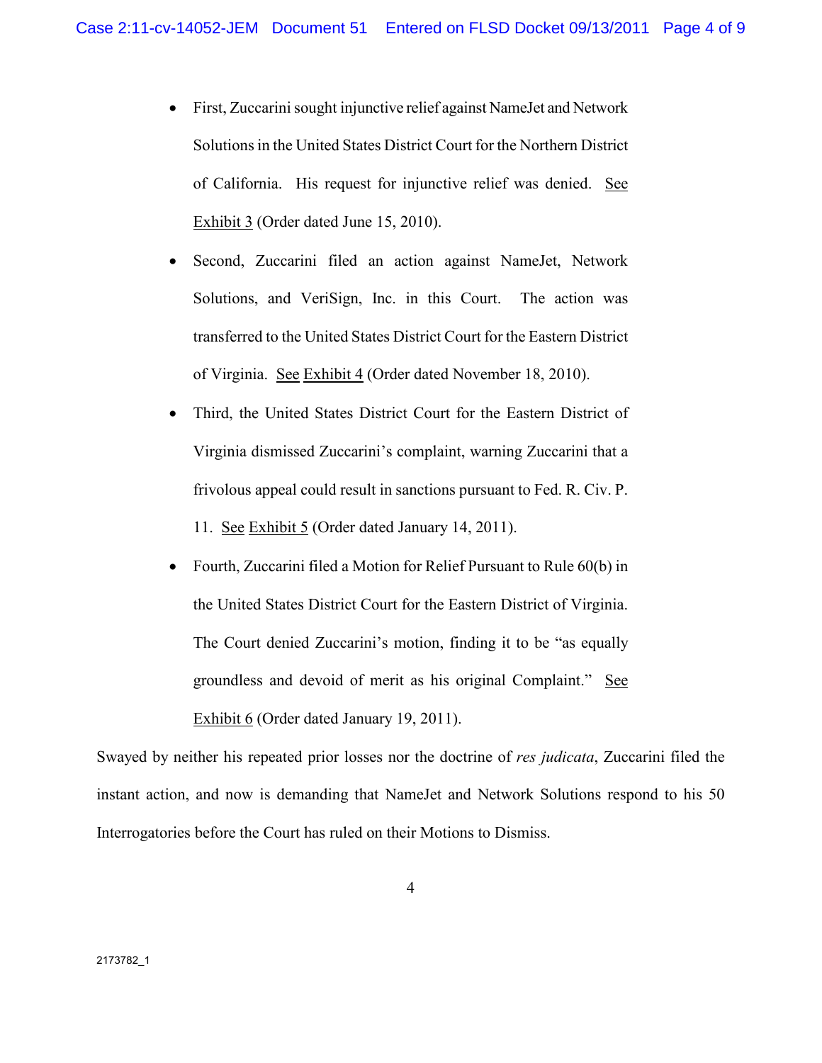- First, Zuccarini sought injunctive relief against NameJet and Network Solutions in the United States District Court for the Northern District of California. His request for injunctive relief was denied. See Exhibit 3 (Order dated June 15, 2010).

- Second, Zuccarini filed an action against NameJet, Network Solutions, and VeriSign, Inc. in this Court. The action was transferred to the United States District Court for the Eastern District of Virginia. See Exhibit 4 (Order dated November 18, 2010).

- Third, the United States District Court for the Eastern District of Virginia dismissed Zuccarini's complaint, warning Zuccarini that a frivolous appeal could result in sanctions pursuant to Fed. R. Civ. P. 11. See Exhibit 5 (Order dated January 14, 2011).

- Fourth, Zuccarini filed a Motion for Relief Pursuant to Rule 60(b) in the United States District Court for the Eastern District of Virginia. The Court denied Zuccarini's motion, finding it to be "as equally groundless and devoid of merit as his original Complaint." See Exhibit 6 (Order dated January 19, 2011).

Swayed by neither his repeated prior losses nor the doctrine of *res judicata*, Zuccarini filed the instant action, and now is demanding that NameJet and Network Solutions respond to his 50 Interrogatories before the Court has ruled on their Motions to Dismiss.

2173782_1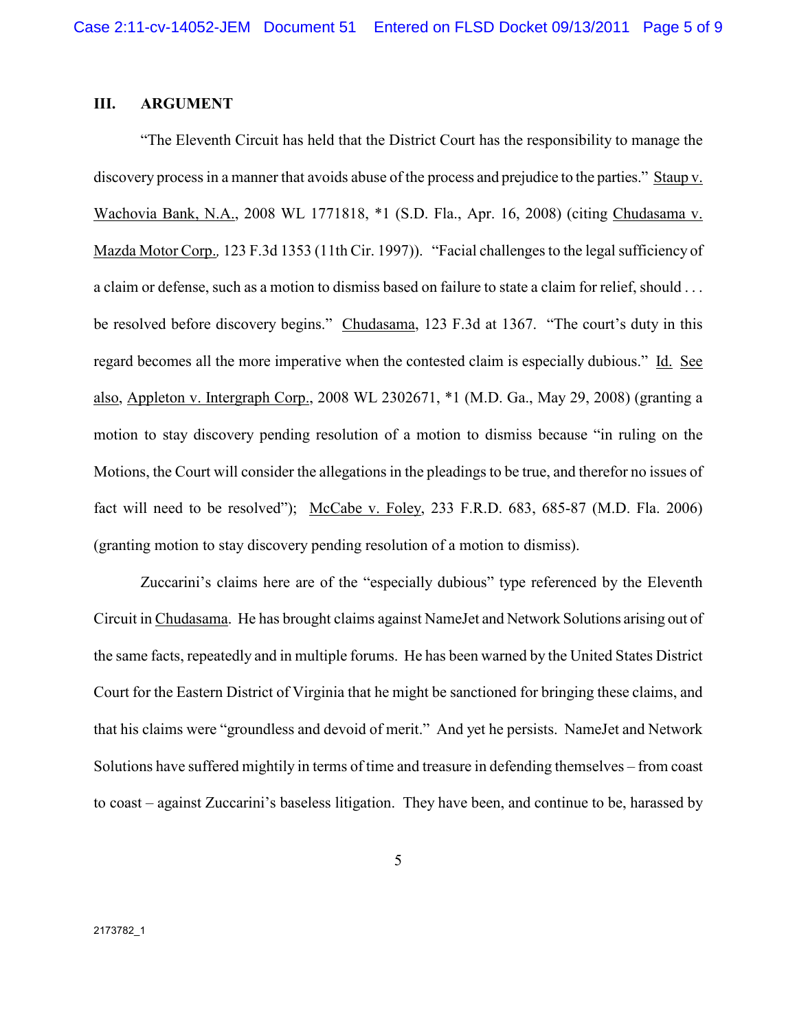## III. ARGUMENT

"The Eleventh Circuit has held that the District Court has the responsibility to manage the discovery process in a manner that avoids abuse of the process and prejudice to the parties." Staup v. Wachovia Bank, N.A., 2008 WL 1771818, *1 (S.D. Fla., Apr. 16, 2008) (citing Chudasama v. Mazda Motor Corp., 123 F.3d 1353 (11th Cir. 1997)). "Facial challenges to the legal sufficiency of a claim or defense, such as a motion to dismiss based on failure to state a claim for relief, should . . . be resolved before discovery begins." Chudasama, 123 F.3d at 1367. "The court's duty in this regard becomes all the more imperative when the contested claim is especially dubious." Id. See also, Appleton v. Intergraph Corp., 2008 WL 2302671, *1 (M.D. Ga., May 29, 2008) (granting a motion to stay discovery pending resolution of a motion to dismiss because "in ruling on the Motions, the Court will consider the allegations in the pleadings to be true, and therefor no issues of fact will need to be resolved"); McCabe v. Foley, 233 F.R.D. 683, 685-87 (M.D. Fla. 2006) (granting motion to stay discovery pending resolution of a motion to dismiss).

Zuccarini's claims here are of the "especially dubious" type referenced by the Eleventh Circuit in Chudasama. He has brought claims against NameJet and Network Solutions arising out of the same facts, repeatedly and in multiple forums. He has been warned by the United States District Court for the Eastern District of Virginia that he might be sanctioned for bringing these claims, and that his claims were "groundless and devoid of merit." And yet he persists. NameJet and Network Solutions have suffered mightily in terms of time and treasure in defending themselves – from coast to coast – against Zuccarini's baseless litigation. They have been, and continue to be, harassed by

2173782_1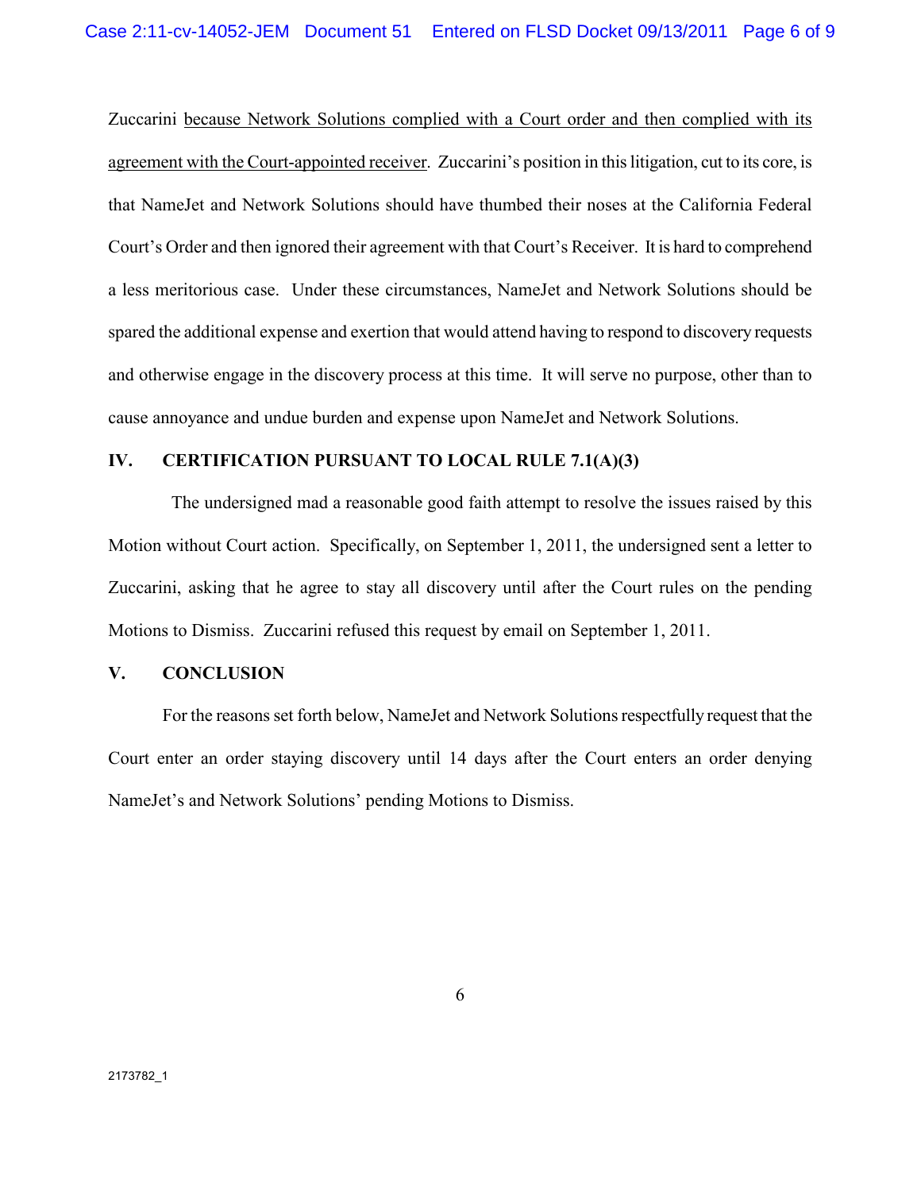Zuccarini <u>because Network Solutions complied with a Court order and then complied with its agreement with the Court-appointed receiver</u>. Zuccarini's position in this litigation, cut to its core, is that NameJet and Network Solutions should have thumbed their noses at the California Federal Court's Order and then ignored their agreement with that Court's Receiver. It is hard to comprehend a less meritorious case. Under these circumstances, NameJet and Network Solutions should be spared the additional expense and exertion that would attend having to respond to discovery requests and otherwise engage in the discovery process at this time. It will serve no purpose, other than to cause annoyance and undue burden and expense upon NameJet and Network Solutions.

## IV. CERTIFICATION PURSUANT TO LOCAL RULE 7.1(A)(3)

The undersigned mad a reasonable good faith attempt to resolve the issues raised by this Motion without Court action. Specifically, on September 1, 2011, the undersigned sent a letter to Zuccarini, asking that he agree to stay all discovery until after the Court rules on the pending Motions to Dismiss. Zuccarini refused this request by email on September 1, 2011.

## V. CONCLUSION

For the reasons set forth below, NameJet and Network Solutions respectfully request that the Court enter an order staying discovery until 14 days after the Court enters an order denying NameJet's and Network Solutions' pending Motions to Dismiss.

2173782_1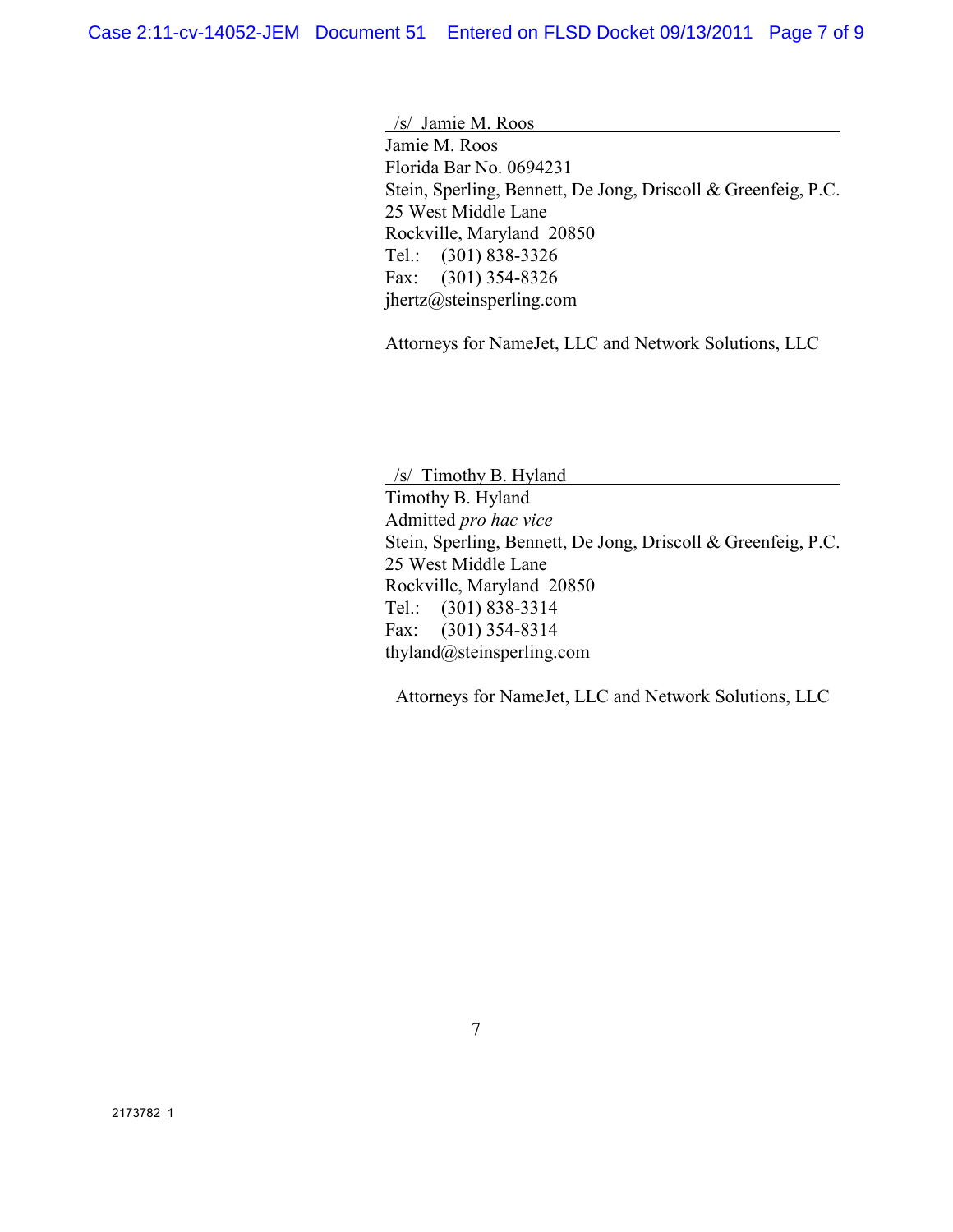/s/ Jamie M. Roos
Jamie M. Roos
Florida Bar No. 0694231
Stein, Sperling, Bennett, De Jong, Driscoll & Greenfeig, P.C.
25 West Middle Lane
Rockville, Maryland 20850
Tel.: (301) 838-3326
Fax: (301) 354-8326
jhertz@steinsperling.com

Attorneys for NameJet, LLC and Network Solutions, LLC

/s/ Timothy B. Hyland
Timothy B. Hyland
Admitted *pro hac vice*
Stein, Sperling, Bennett, De Jong, Driscoll & Greenfeig, P.C.
25 West Middle Lane
Rockville, Maryland 20850
Tel.: (301) 838-3314
Fax: (301) 354-8314
thyland@steinsperling.com

Attorneys for NameJet, LLC and Network Solutions, LLC

2173782_1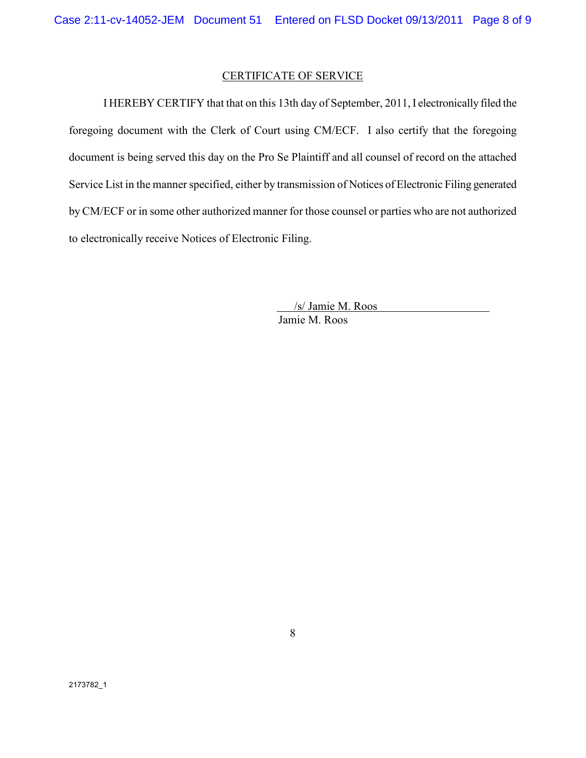## CERTIFICATE OF SERVICE

I HEREBY CERTIFY that that on this 13th day of September, 2011, I electronically filed the foregoing document with the Clerk of Court using CM/ECF. I also certify that the foregoing document is being served this day on the Pro Se Plaintiff and all counsel of record on the attached Service List in the manner specified, either by transmission of Notices of Electronic Filing generated by CM/ECF or in some other authorized manner for those counsel or parties who are not authorized to electronically receive Notices of Electronic Filing.

/s/ Jamie M. Roos
Jamie M. Roos

2173782_1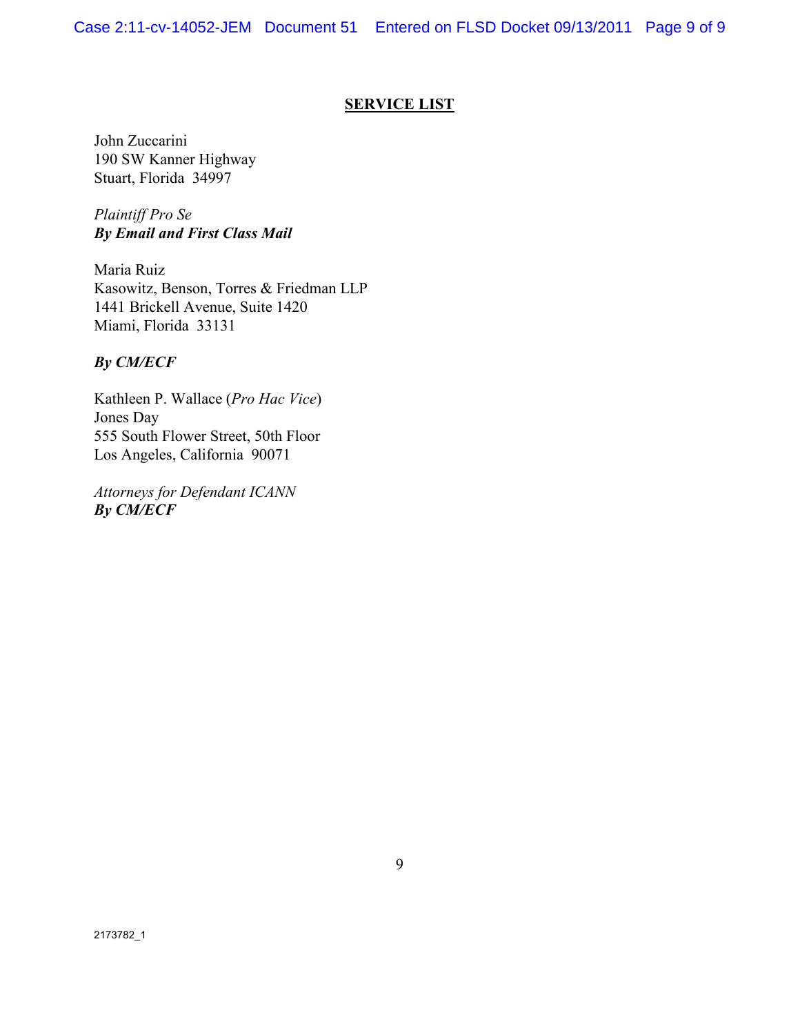## SERVICE LIST

John Zuccarini
190 SW Kanner Highway
Stuart, Florida 34997

*Plaintiff Pro Se*
***By Email and First Class Mail***

Maria Ruiz
Kasowitz, Benson, Torres & Friedman LLP
1441 Brickell Avenue, Suite 1420
Miami, Florida 33131

***By CM/ECF***

Kathleen P. Wallace (*Pro Hac Vice*)
Jones Day
555 South Flower Street, 50th Floor
Los Angeles, California 90071

*Attorneys for Defendant ICANN*
***By CM/ECF***

2173782_1